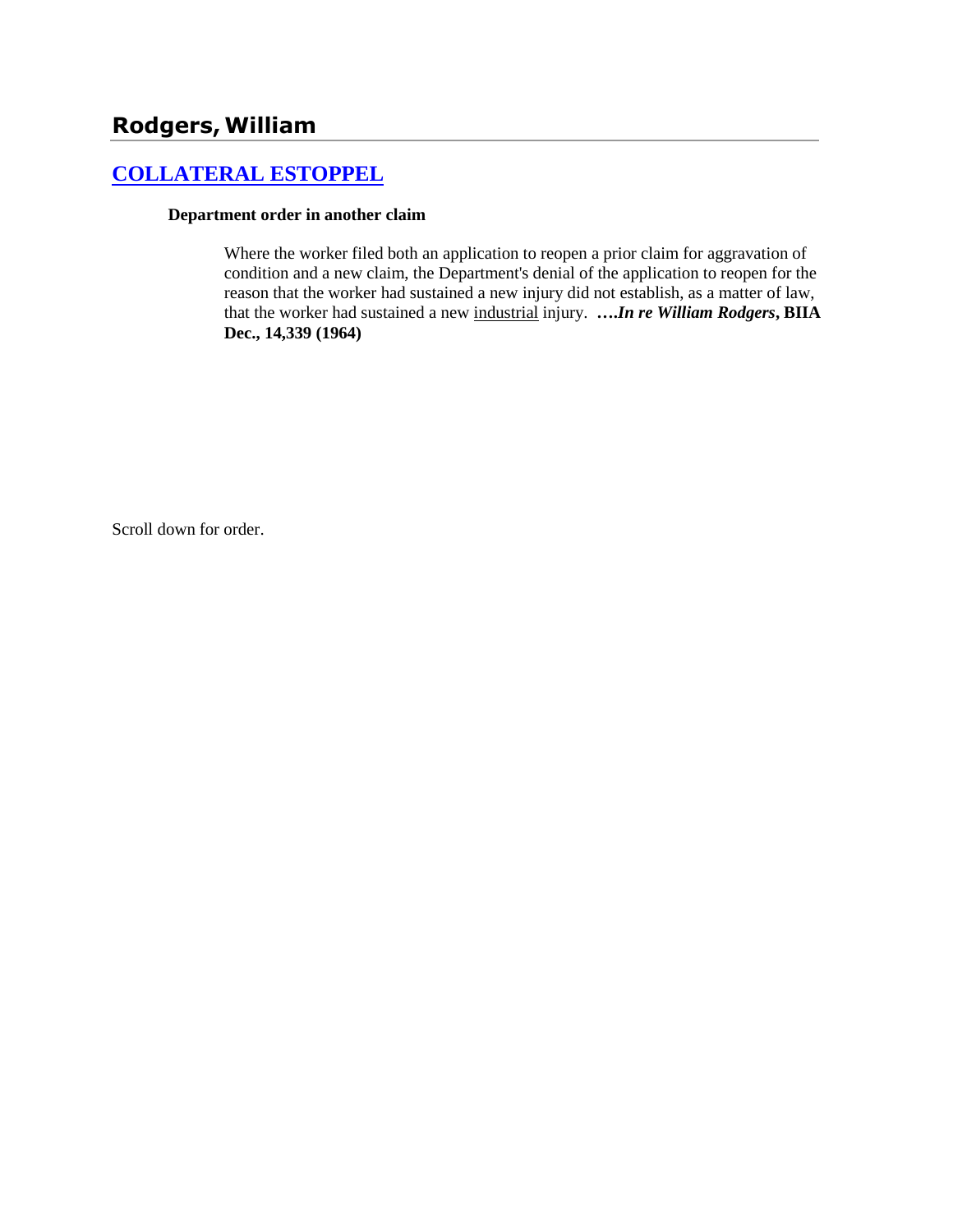## Rodgers, William

### [COLLATERAL ESTOPPEL]

**Department order in another claim**

Where the worker filed both an application to reopen a prior claim for aggravation of condition and a new claim, the Department's denial of the application to reopen for the reason that the worker had sustained a new injury did not establish, as a matter of law, that the worker had sustained a new industrial injury. ***….In re William Rodgers*, BIIA Dec., 14,339 (1964)**

Scroll down for order.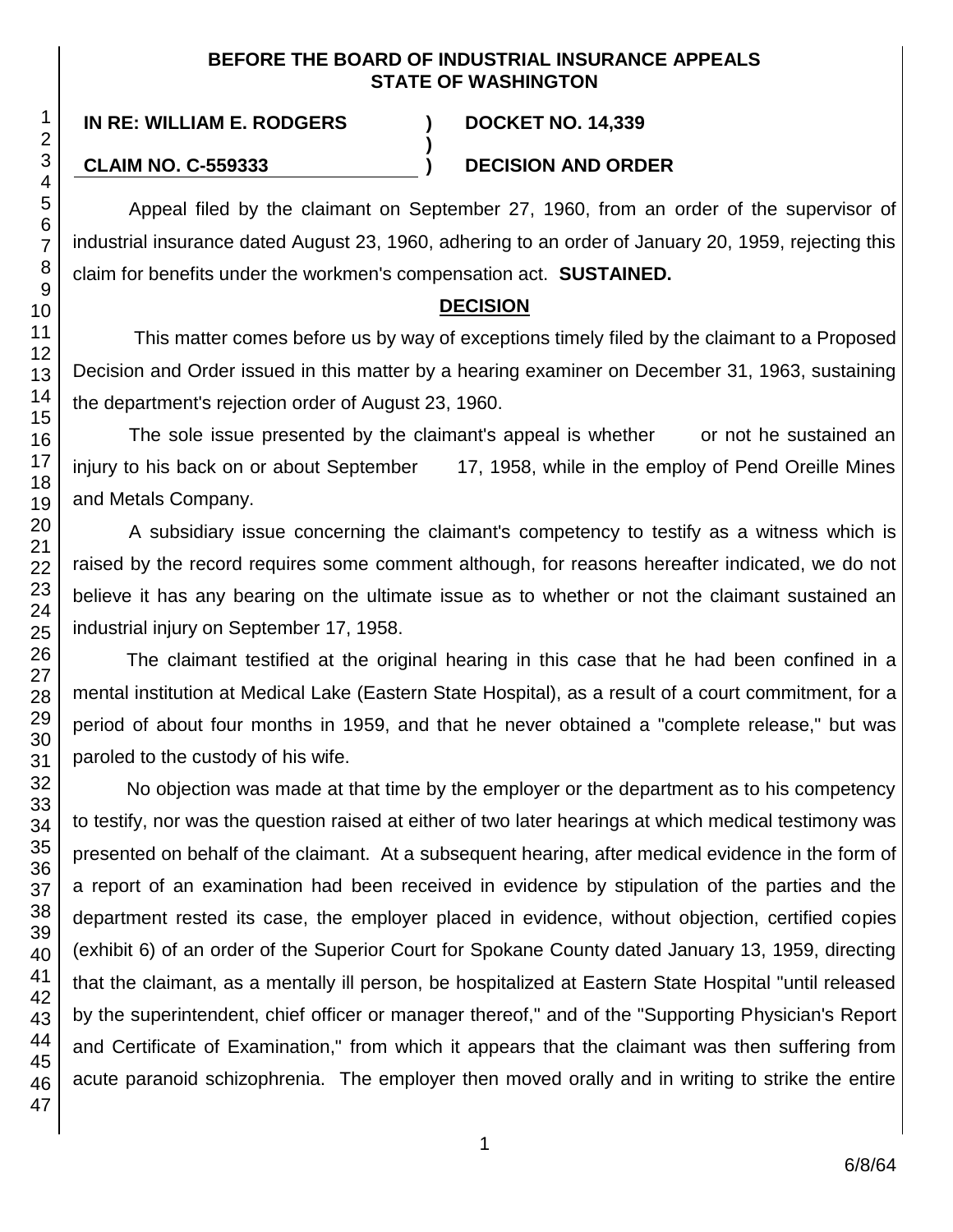**BEFORE THE BOARD OF INDUSTRIAL INSURANCE APPEALS**
**STATE OF WASHINGTON**

| | | |
|---|---|---|
| **IN RE: WILLIAM E. RODGERS** | **)** | **DOCKET NO. 14,339** |
| | **)** | |
| **CLAIM NO. C-559333** | **)** | **DECISION AND ORDER** |

Appeal filed by the claimant on September 27, 1960, from an order of the supervisor of industrial insurance dated August 23, 1960, adhering to an order of January 20, 1959, rejecting this claim for benefits under the workmen's compensation act. **SUSTAINED.**

## DECISION

This matter comes before us by way of exceptions timely filed by the claimant to a Proposed Decision and Order issued in this matter by a hearing examiner on December 31, 1963, sustaining the department's rejection order of August 23, 1960.

The sole issue presented by the claimant's appeal is whether or not he sustained an injury to his back on or about September 17, 1958, while in the employ of Pend Oreille Mines and Metals Company.

A subsidiary issue concerning the claimant's competency to testify as a witness which is raised by the record requires some comment although, for reasons hereafter indicated, we do not believe it has any bearing on the ultimate issue as to whether or not the claimant sustained an industrial injury on September 17, 1958.

The claimant testified at the original hearing in this case that he had been confined in a mental institution at Medical Lake (Eastern State Hospital), as a result of a court commitment, for a period of about four months in 1959, and that he never obtained a "complete release," but was paroled to the custody of his wife.

No objection was made at that time by the employer or the department as to his competency to testify, nor was the question raised at either of two later hearings at which medical testimony was presented on behalf of the claimant. At a subsequent hearing, after medical evidence in the form of a report of an examination had been received in evidence by stipulation of the parties and the department rested its case, the employer placed in evidence, without objection, certified copies (exhibit 6) of an order of the Superior Court for Spokane County dated January 13, 1959, directing that the claimant, as a mentally ill person, be hospitalized at Eastern State Hospital "until released by the superintendent, chief officer or manager thereof," and of the "Supporting Physician's Report and Certificate of Examination," from which it appears that the claimant was then suffering from acute paranoid schizophrenia. The employer then moved orally and in writing to strike the entire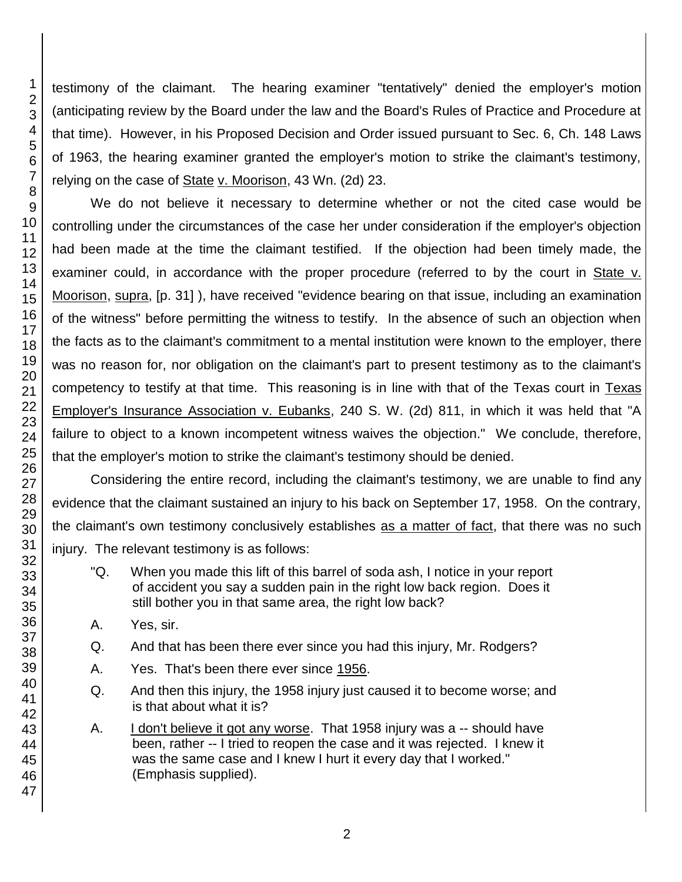testimony of the claimant. The hearing examiner "tentatively" denied the employer's motion (anticipating review by the Board under the law and the Board's Rules of Practice and Procedure at that time). However, in his Proposed Decision and Order issued pursuant to Sec. 6, Ch. 148 Laws of 1963, the hearing examiner granted the employer's motion to strike the claimant's testimony, relying on the case of State v. Moorison, 43 Wn. (2d) 23.

We do not believe it necessary to determine whether or not the cited case would be controlling under the circumstances of the case her under consideration if the employer's objection had been made at the time the claimant testified. If the objection had been timely made, the examiner could, in accordance with the proper procedure (referred to by the court in State v. Moorison, supra, [p. 31] ), have received "evidence bearing on that issue, including an examination of the witness" before permitting the witness to testify. In the absence of such an objection when the facts as to the claimant's commitment to a mental institution were known to the employer, there was no reason for, nor obligation on the claimant's part to present testimony as to the claimant's competency to testify at that time. This reasoning is in line with that of the Texas court in Texas Employer's Insurance Association v. Eubanks, 240 S. W. (2d) 811, in which it was held that "A failure to object to a known incompetent witness waives the objection." We conclude, therefore, that the employer's motion to strike the claimant's testimony should be denied.

Considering the entire record, including the claimant's testimony, we are unable to find any evidence that the claimant sustained an injury to his back on September 17, 1958. On the contrary, the claimant's own testimony conclusively establishes as a matter of fact, that there was no such injury. The relevant testimony is as follows:

> "Q. When you made this lift of this barrel of soda ash, I notice in your report of accident you say a sudden pain in the right low back region. Does it still bother you in that same area, the right low back?
>
> A. Yes, sir.
>
> Q. And that has been there ever since you had this injury, Mr. Rodgers?
>
> A. Yes. That's been there ever since 1956.
>
> Q. And then this injury, the 1958 injury just caused it to become worse; and is that about what it is?
>
> A. I don't believe it got any worse. That 1958 injury was a -- should have been, rather -- I tried to reopen the case and it was rejected. I knew it was the same case and I knew I hurt it every day that I worked." (Emphasis supplied).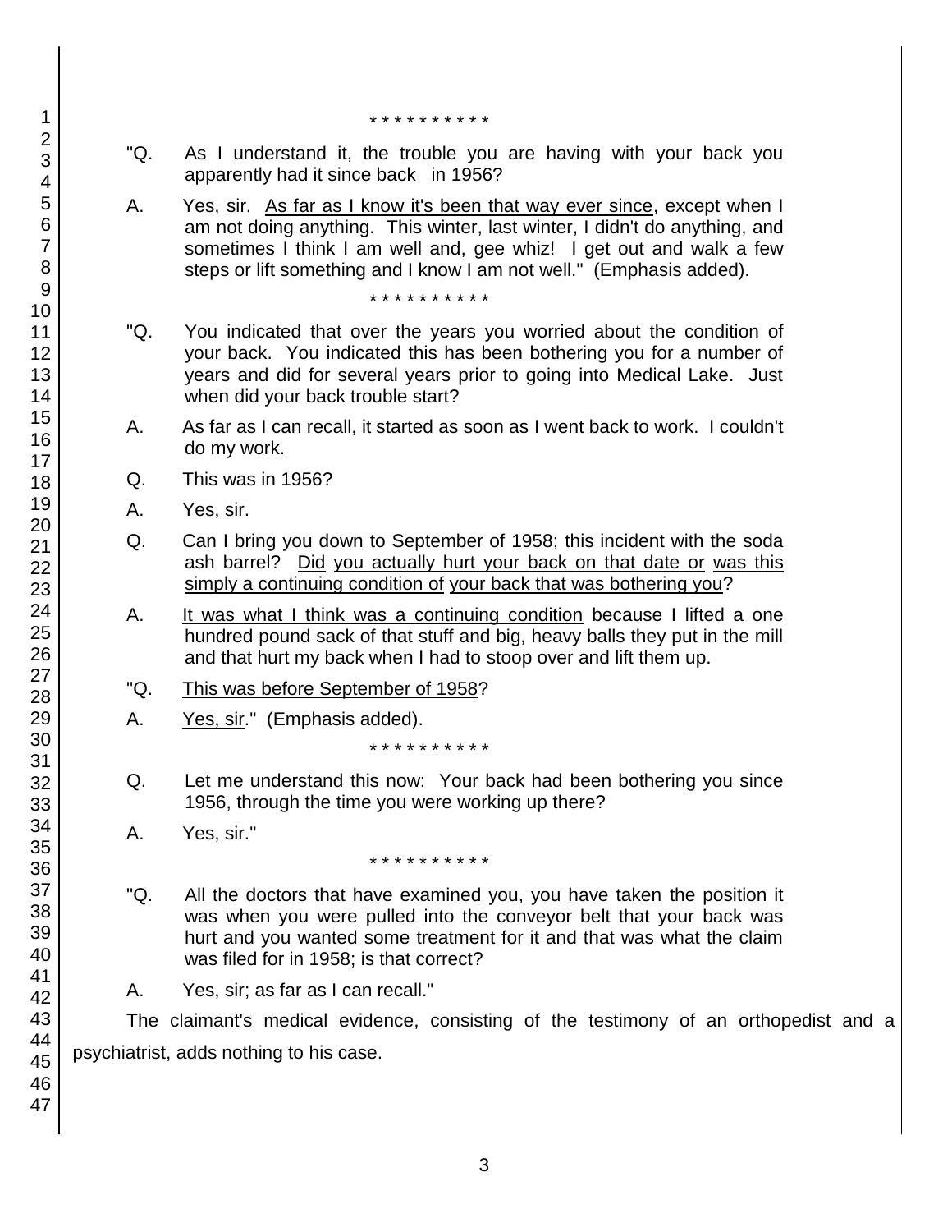\* \* \* \* \* \* \* \* \* \*

"Q. As I understand it, the trouble you are having with your back you apparently had it since back in 1956?

A. Yes, sir. <u>As far as I know it's been that way ever since</u>, except when I am not doing anything. This winter, last winter, I didn't do anything, and sometimes I think I am well and, gee whiz! I get out and walk a few steps or lift something and I know I am not well." (Emphasis added).

\* \* \* \* \* \* \* \* \* \*

"Q. You indicated that over the years you worried about the condition of your back. You indicated this has been bothering you for a number of years and did for several years prior to going into Medical Lake. Just when did your back trouble start?

A. As far as I can recall, it started as soon as I went back to work. I couldn't do my work.

Q. This was in 1956?

A. Yes, sir.

Q. Can I bring you down to September of 1958; this incident with the soda ash barrel? <u>Did you actually hurt your back on that date or was this simply a continuing condition of your back that was bothering you</u>?

A. <u>It was what I think was a continuing condition</u> because I lifted a one hundred pound sack of that stuff and big, heavy balls they put in the mill and that hurt my back when I had to stoop over and lift them up.

"Q. <u>This was before September of 1958</u>?

A. <u>Yes, sir</u>." (Emphasis added).

\* \* \* \* \* \* \* \* \* \*

Q. Let me understand this now: Your back had been bothering you since 1956, through the time you were working up there?

A. Yes, sir."

\* \* \* \* \* \* \* \* \* \*

"Q. All the doctors that have examined you, you have taken the position it was when you were pulled into the conveyor belt that your back was hurt and you wanted some treatment for it and that was what the claim was filed for in 1958; is that correct?

A. Yes, sir; as far as I can recall."

The claimant's medical evidence, consisting of the testimony of an orthopedist and a psychiatrist, adds nothing to his case.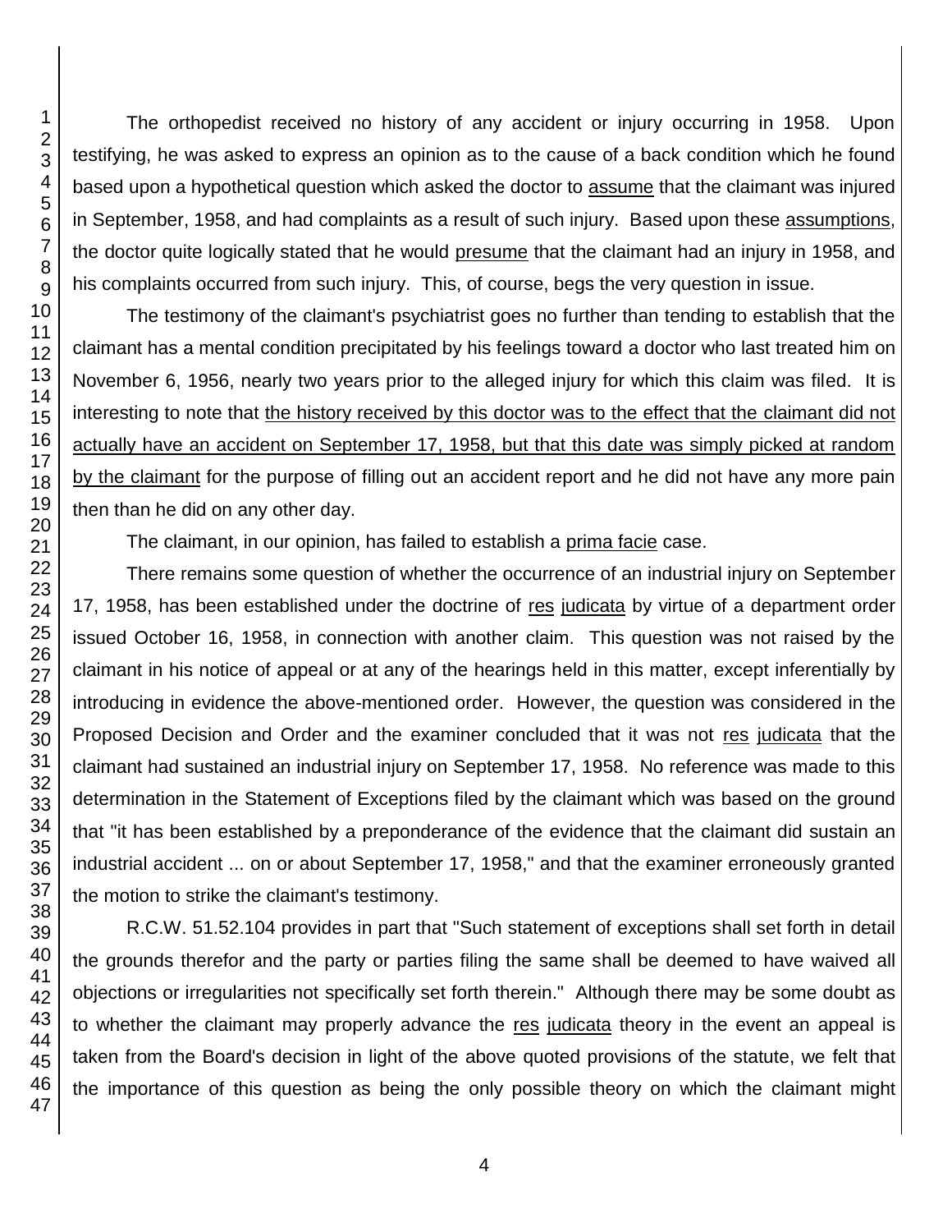The orthopedist received no history of any accident or injury occurring in 1958. Upon testifying, he was asked to express an opinion as to the cause of a back condition which he found based upon a hypothetical question which asked the doctor to assume that the claimant was injured in September, 1958, and had complaints as a result of such injury. Based upon these assumptions, the doctor quite logically stated that he would presume that the claimant had an injury in 1958, and his complaints occurred from such injury. This, of course, begs the very question in issue.

The testimony of the claimant's psychiatrist goes no further than tending to establish that the claimant has a mental condition precipitated by his feelings toward a doctor who last treated him on November 6, 1956, nearly two years prior to the alleged injury for which this claim was filed. It is interesting to note that the history received by this doctor was to the effect that the claimant did not actually have an accident on September 17, 1958, but that this date was simply picked at random by the claimant for the purpose of filling out an accident report and he did not have any more pain then than he did on any other day.

The claimant, in our opinion, has failed to establish a *prima facie* case.

There remains some question of whether the occurrence of an industrial injury on September 17, 1958, has been established under the doctrine of *res judicata* by virtue of a department order issued October 16, 1958, in connection with another claim. This question was not raised by the claimant in his notice of appeal or at any of the hearings held in this matter, except inferentially by introducing in evidence the above-mentioned order. However, the question was considered in the Proposed Decision and Order and the examiner concluded that it was not *res judicata* that the claimant had sustained an industrial injury on September 17, 1958. No reference was made to this determination in the Statement of Exceptions filed by the claimant which was based on the ground that "it has been established by a preponderance of the evidence that the claimant did sustain an industrial accident ... on or about September 17, 1958," and that the examiner erroneously granted the motion to strike the claimant's testimony.

R.C.W. 51.52.104 provides in part that "Such statement of exceptions shall set forth in detail the grounds therefor and the party or parties filing the same shall be deemed to have waived all objections or irregularities not specifically set forth therein." Although there may be some doubt as to whether the claimant may properly advance the *res judicata* theory in the event an appeal is taken from the Board's decision in light of the above quoted provisions of the statute, we felt that the importance of this question as being the only possible theory on which the claimant might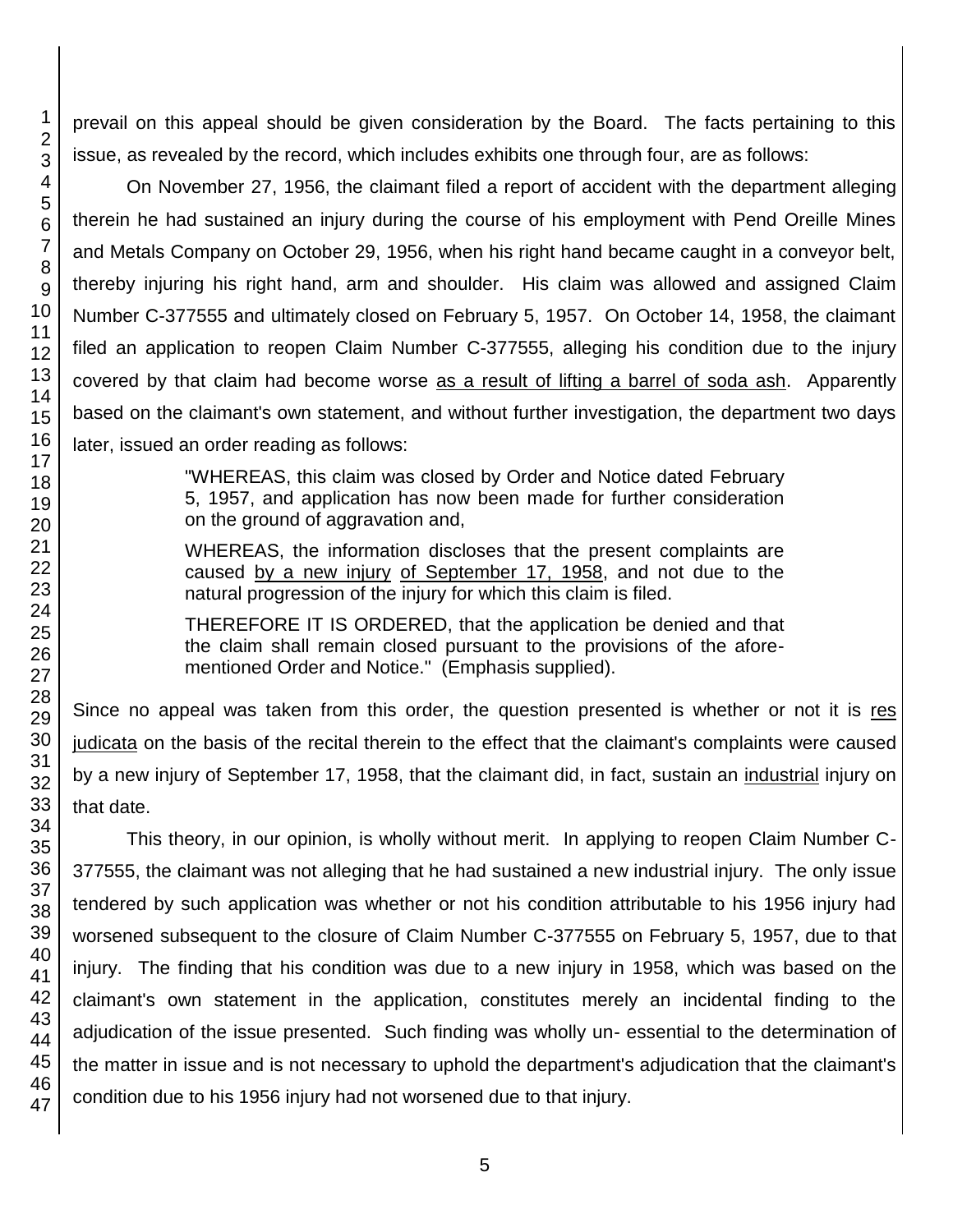prevail on this appeal should be given consideration by the Board. The facts pertaining to this issue, as revealed by the record, which includes exhibits one through four, are as follows:

On November 27, 1956, the claimant filed a report of accident with the department alleging therein he had sustained an injury during the course of his employment with Pend Oreille Mines and Metals Company on October 29, 1956, when his right hand became caught in a conveyor belt, thereby injuring his right hand, arm and shoulder. His claim was allowed and assigned Claim Number C-377555 and ultimately closed on February 5, 1957. On October 14, 1958, the claimant filed an application to reopen Claim Number C-377555, alleging his condition due to the injury covered by that claim had become worse <u>as a result of lifting a barrel of soda ash</u>. Apparently based on the claimant's own statement, and without further investigation, the department two days later, issued an order reading as follows:

> "WHEREAS, this claim was closed by Order and Notice dated February 5, 1957, and application has now been made for further consideration on the ground of aggravation and,
>
> WHEREAS, the information discloses that the present complaints are caused <u>by a new injury</u> <u>of September 17, 1958</u>, and not due to the natural progression of the injury for which this claim is filed.
>
> THEREFORE IT IS ORDERED, that the application be denied and that the claim shall remain closed pursuant to the provisions of the aforementioned Order and Notice." (Emphasis supplied).

Since no appeal was taken from this order, the question presented is whether or not it is <u>res judicata</u> on the basis of the recital therein to the effect that the claimant's complaints were caused by a new injury of September 17, 1958, that the claimant did, in fact, sustain an <u>industrial</u> injury on that date.

This theory, in our opinion, is wholly without merit. In applying to reopen Claim Number C-377555, the claimant was not alleging that he had sustained a new industrial injury. The only issue tendered by such application was whether or not his condition attributable to his 1956 injury had worsened subsequent to the closure of Claim Number C-377555 on February 5, 1957, due to that injury. The finding that his condition was due to a new injury in 1958, which was based on the claimant's own statement in the application, constitutes merely an incidental finding to the adjudication of the issue presented. Such finding was wholly un- essential to the determination of the matter in issue and is not necessary to uphold the department's adjudication that the claimant's condition due to his 1956 injury had not worsened due to that injury.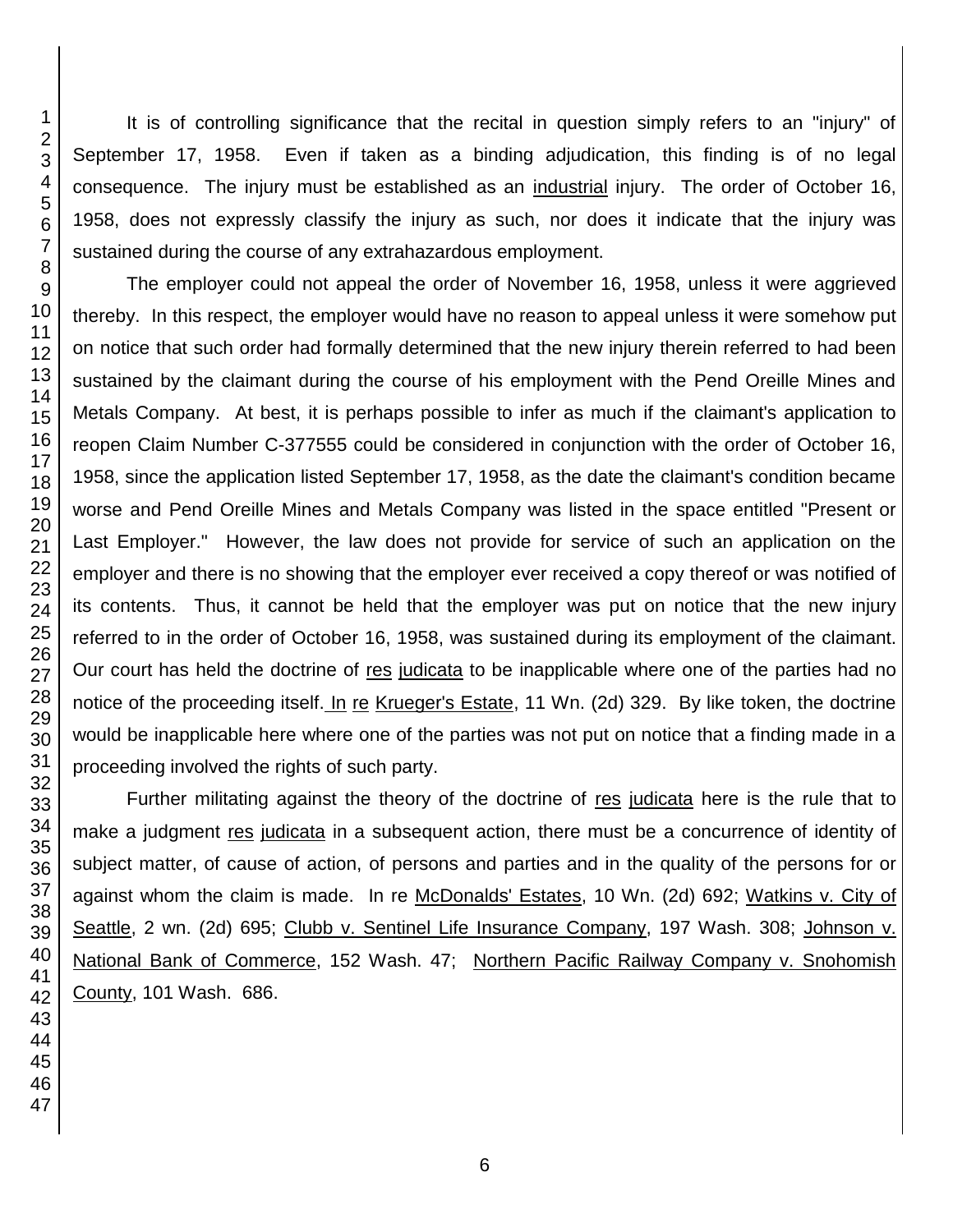It is of controlling significance that the recital in question simply refers to an "injury" of September 17, 1958. Even if taken as a binding adjudication, this finding is of no legal consequence. The injury must be established as an industrial injury. The order of October 16, 1958, does not expressly classify the injury as such, nor does it indicate that the injury was sustained during the course of any extrahazardous employment.

The employer could not appeal the order of November 16, 1958, unless it were aggrieved thereby. In this respect, the employer would have no reason to appeal unless it were somehow put on notice that such order had formally determined that the new injury therein referred to had been sustained by the claimant during the course of his employment with the Pend Oreille Mines and Metals Company. At best, it is perhaps possible to infer as much if the claimant's application to reopen Claim Number C-377555 could be considered in conjunction with the order of October 16, 1958, since the application listed September 17, 1958, as the date the claimant's condition became worse and Pend Oreille Mines and Metals Company was listed in the space entitled "Present or Last Employer." However, the law does not provide for service of such an application on the employer and there is no showing that the employer ever received a copy thereof or was notified of its contents. Thus, it cannot be held that the employer was put on notice that the new injury referred to in the order of October 16, 1958, was sustained during its employment of the claimant. Our court has held the doctrine of res judicata to be inapplicable where one of the parties had no notice of the proceeding itself. In re Krueger's Estate, 11 Wn. (2d) 329. By like token, the doctrine would be inapplicable here where one of the parties was not put on notice that a finding made in a proceeding involved the rights of such party.

Further militating against the theory of the doctrine of res judicata here is the rule that to make a judgment res judicata in a subsequent action, there must be a concurrence of identity of subject matter, of cause of action, of persons and parties and in the quality of the persons for or against whom the claim is made. In re McDonalds' Estates, 10 Wn. (2d) 692; Watkins v. City of Seattle, 2 wn. (2d) 695; Clubb v. Sentinel Life Insurance Company, 197 Wash. 308; Johnson v. National Bank of Commerce, 152 Wash. 47; Northern Pacific Railway Company v. Snohomish County, 101 Wash. 686.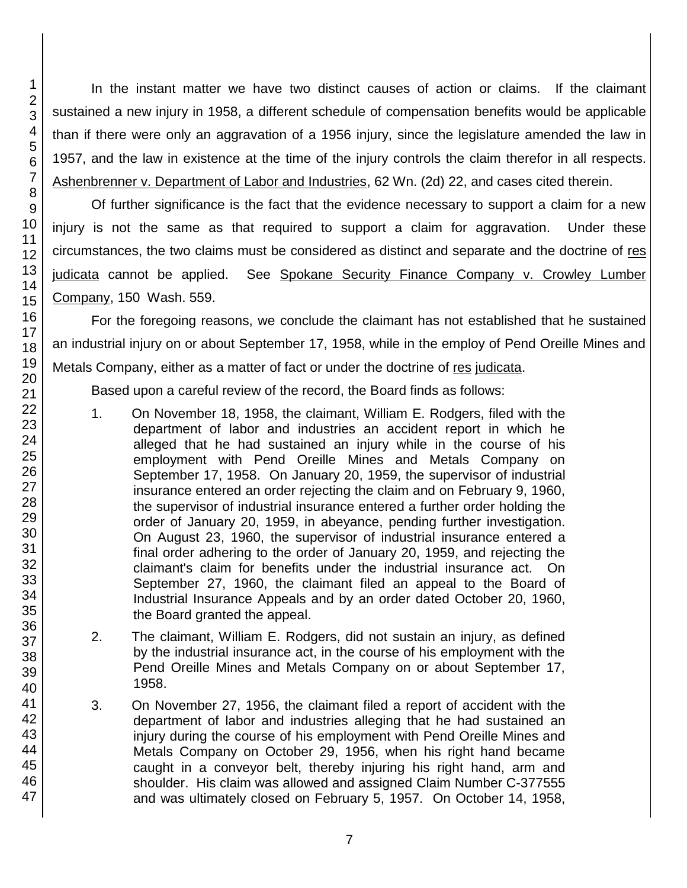In the instant matter we have two distinct causes of action or claims. If the claimant sustained a new injury in 1958, a different schedule of compensation benefits would be applicable than if there were only an aggravation of a 1956 injury, since the legislature amended the law in 1957, and the law in existence at the time of the injury controls the claim therefor in all respects. Ashenbrenner v. Department of Labor and Industries, 62 Wn. (2d) 22, and cases cited therein.

Of further significance is the fact that the evidence necessary to support a claim for a new injury is not the same as that required to support a claim for aggravation. Under these circumstances, the two claims must be considered as distinct and separate and the doctrine of res judicata cannot be applied. See Spokane Security Finance Company v. Crowley Lumber Company, 150 Wash. 559.

For the foregoing reasons, we conclude the claimant has not established that he sustained an industrial injury on or about September 17, 1958, while in the employ of Pend Oreille Mines and Metals Company, either as a matter of fact or under the doctrine of res judicata.

Based upon a careful review of the record, the Board finds as follows:

1. On November 18, 1958, the claimant, William E. Rodgers, filed with the department of labor and industries an accident report in which he alleged that he had sustained an injury while in the course of his employment with Pend Oreille Mines and Metals Company on September 17, 1958. On January 20, 1959, the supervisor of industrial insurance entered an order rejecting the claim and on February 9, 1960, the supervisor of industrial insurance entered a further order holding the order of January 20, 1959, in abeyance, pending further investigation. On August 23, 1960, the supervisor of industrial insurance entered a final order adhering to the order of January 20, 1959, and rejecting the claimant's claim for benefits under the industrial insurance act. On September 27, 1960, the claimant filed an appeal to the Board of Industrial Insurance Appeals and by an order dated October 20, 1960, the Board granted the appeal.

2. The claimant, William E. Rodgers, did not sustain an injury, as defined by the industrial insurance act, in the course of his employment with the Pend Oreille Mines and Metals Company on or about September 17, 1958.

3. On November 27, 1956, the claimant filed a report of accident with the department of labor and industries alleging that he had sustained an injury during the course of his employment with Pend Oreille Mines and Metals Company on October 29, 1956, when his right hand became caught in a conveyor belt, thereby injuring his right hand, arm and shoulder. His claim was allowed and assigned Claim Number C-377555 and was ultimately closed on February 5, 1957. On October 14, 1958,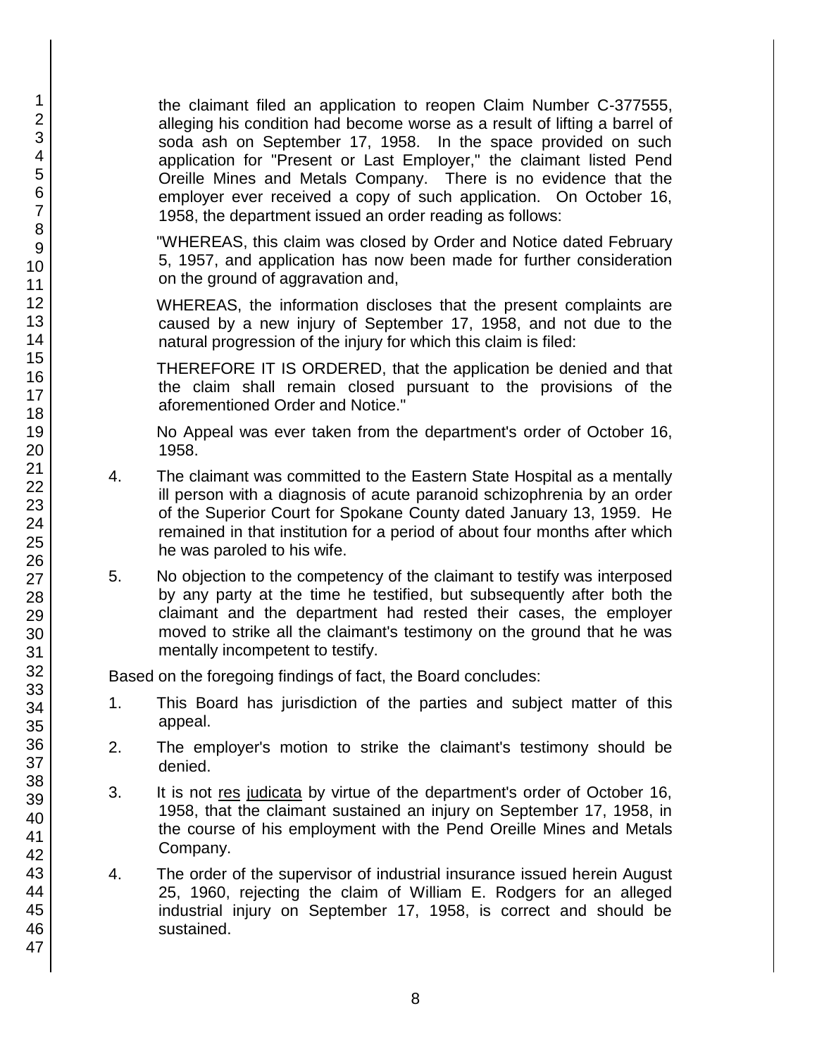the claimant filed an application to reopen Claim Number C-377555, alleging his condition had become worse as a result of lifting a barrel of soda ash on September 17, 1958. In the space provided on such application for "Present or Last Employer," the claimant listed Pend Oreille Mines and Metals Company. There is no evidence that the employer ever received a copy of such application. On October 16, 1958, the department issued an order reading as follows:

"WHEREAS, this claim was closed by Order and Notice dated February 5, 1957, and application has now been made for further consideration on the ground of aggravation and,

WHEREAS, the information discloses that the present complaints are caused by a new injury of September 17, 1958, and not due to the natural progression of the injury for which this claim is filed:

THEREFORE IT IS ORDERED, that the application be denied and that the claim shall remain closed pursuant to the provisions of the aforementioned Order and Notice."

No Appeal was ever taken from the department's order of October 16, 1958.

4. The claimant was committed to the Eastern State Hospital as a mentally ill person with a diagnosis of acute paranoid schizophrenia by an order of the Superior Court for Spokane County dated January 13, 1959. He remained in that institution for a period of about four months after which he was paroled to his wife.

5. No objection to the competency of the claimant to testify was interposed by any party at the time he testified, but subsequently after both the claimant and the department had rested their cases, the employer moved to strike all the claimant's testimony on the ground that he was mentally incompetent to testify.

Based on the foregoing findings of fact, the Board concludes:

1. This Board has jurisdiction of the parties and subject matter of this appeal.

2. The employer's motion to strike the claimant's testimony should be denied.

3. It is not res judicata by virtue of the department's order of October 16, 1958, that the claimant sustained an injury on September 17, 1958, in the course of his employment with the Pend Oreille Mines and Metals Company.

4. The order of the supervisor of industrial insurance issued herein August 25, 1960, rejecting the claim of William E. Rodgers for an alleged industrial injury on September 17, 1958, is correct and should be sustained.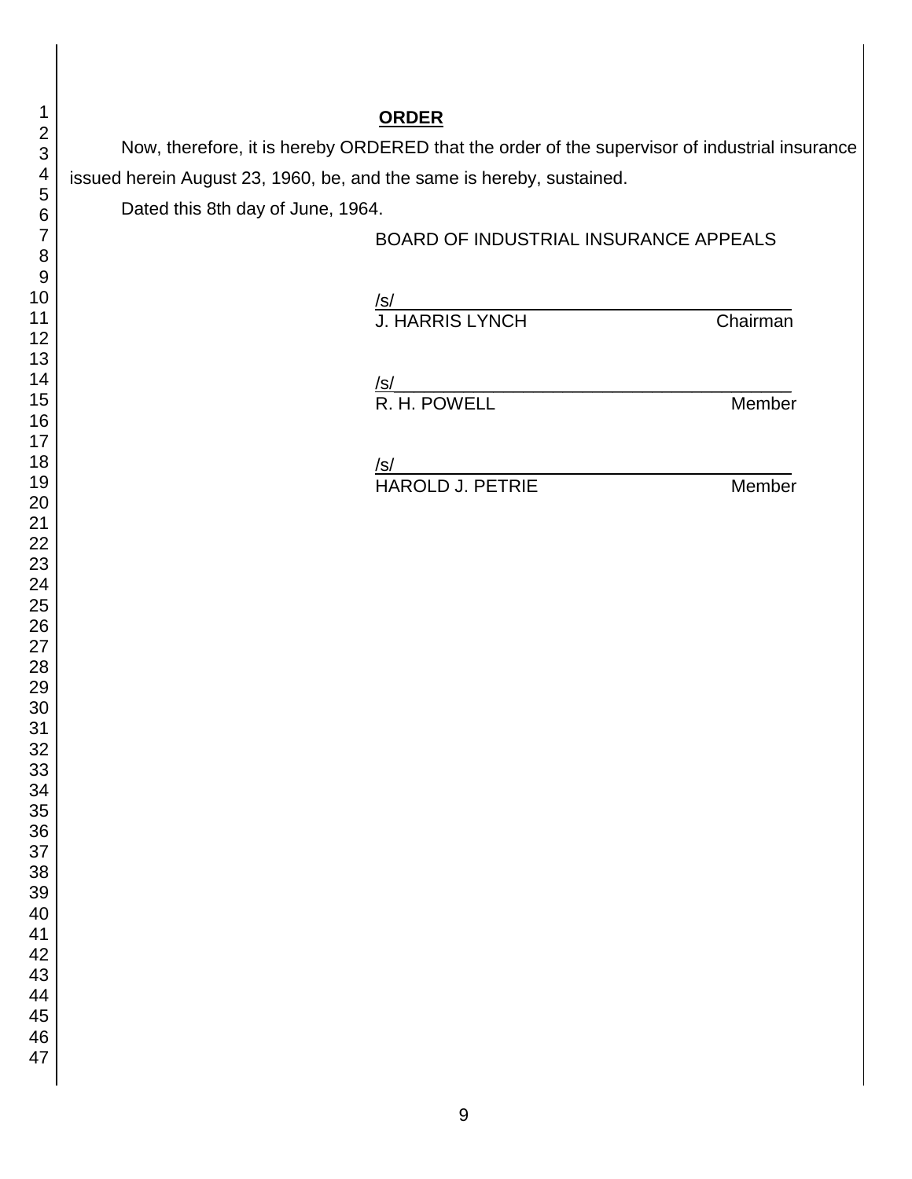## ORDER

Now, therefore, it is hereby ORDERED that the order of the supervisor of industrial insurance issued herein August 23, 1960, be, and the same is hereby, sustained.

Dated this 8th day of June, 1964.

BOARD OF INDUSTRIAL INSURANCE APPEALS

/s/
J. HARRIS LYNCH Chairman

/s/
R. H. POWELL Member

/s/
HAROLD J. PETRIE Member